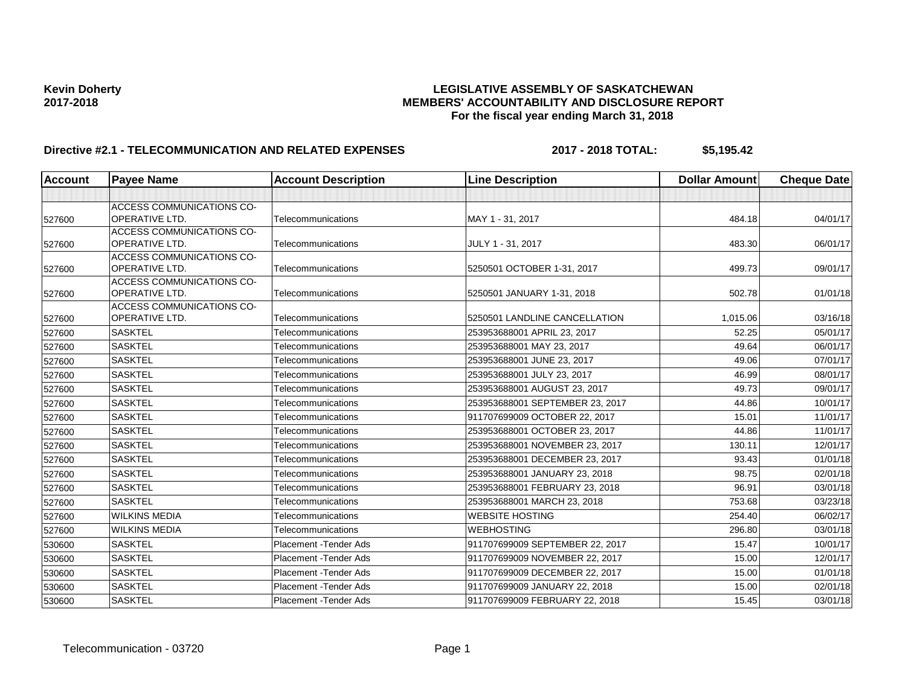**Kevin Doherty**
**2017-2018**

**LEGISLATIVE ASSEMBLY OF SASKATCHEWAN**
**MEMBERS' ACCOUNTABILITY AND DISCLOSURE REPORT**
**For the fiscal year ending March 31, 2018**

**Directive #2.1 - TELECOMMUNICATION AND RELATED EXPENSES** **2017 - 2018 TOTAL: $5,195.42**

| Account | Payee Name | Account Description | Line Description | Dollar Amount | Cheque Date |
|---|---|---|---|---|---|
| | | | | | |
| 527600 | ACCESS COMMUNICATIONS CO-OPERATIVE LTD. | Telecommunications | MAY 1 - 31, 2017 | 484.18 | 04/01/17 |
| 527600 | ACCESS COMMUNICATIONS CO-OPERATIVE LTD. | Telecommunications | JULY 1 - 31, 2017 | 483.30 | 06/01/17 |
| 527600 | ACCESS COMMUNICATIONS CO-OPERATIVE LTD. | Telecommunications | 5250501 OCTOBER 1-31, 2017 | 499.73 | 09/01/17 |
| 527600 | ACCESS COMMUNICATIONS CO-OPERATIVE LTD. | Telecommunications | 5250501 JANUARY 1-31, 2018 | 502.78 | 01/01/18 |
| 527600 | ACCESS COMMUNICATIONS CO-OPERATIVE LTD. | Telecommunications | 5250501 LANDLINE CANCELLATION | 1,015.06 | 03/16/18 |
| 527600 | SASKTEL | Telecommunications | 253953688001 APRIL 23, 2017 | 52.25 | 05/01/17 |
| 527600 | SASKTEL | Telecommunications | 253953688001 MAY 23, 2017 | 49.64 | 06/01/17 |
| 527600 | SASKTEL | Telecommunications | 253953688001 JUNE 23, 2017 | 49.06 | 07/01/17 |
| 527600 | SASKTEL | Telecommunications | 253953688001 JULY 23, 2017 | 46.99 | 08/01/17 |
| 527600 | SASKTEL | Telecommunications | 253953688001 AUGUST 23, 2017 | 49.73 | 09/01/17 |
| 527600 | SASKTEL | Telecommunications | 253953688001 SEPTEMBER 23, 2017 | 44.86 | 10/01/17 |
| 527600 | SASKTEL | Telecommunications | 911707699009 OCTOBER 22, 2017 | 15.01 | 11/01/17 |
| 527600 | SASKTEL | Telecommunications | 253953688001 OCTOBER 23, 2017 | 44.86 | 11/01/17 |
| 527600 | SASKTEL | Telecommunications | 253953688001 NOVEMBER 23, 2017 | 130.11 | 12/01/17 |
| 527600 | SASKTEL | Telecommunications | 253953688001 DECEMBER 23, 2017 | 93.43 | 01/01/18 |
| 527600 | SASKTEL | Telecommunications | 253953688001 JANUARY 23, 2018 | 98.75 | 02/01/18 |
| 527600 | SASKTEL | Telecommunications | 253953688001 FEBRUARY 23, 2018 | 96.91 | 03/01/18 |
| 527600 | SASKTEL | Telecommunications | 253953688001 MARCH 23, 2018 | 753.68 | 03/23/18 |
| 527600 | WILKINS MEDIA | Telecommunications | WEBSITE HOSTING | 254.40 | 06/02/17 |
| 527600 | WILKINS MEDIA | Telecommunications | WEBHOSTING | 296.80 | 03/01/18 |
| 530600 | SASKTEL | Placement -Tender Ads | 911707699009 SEPTEMBER 22, 2017 | 15.47 | 10/01/17 |
| 530600 | SASKTEL | Placement -Tender Ads | 911707699009 NOVEMBER 22, 2017 | 15.00 | 12/01/17 |
| 530600 | SASKTEL | Placement -Tender Ads | 911707699009 DECEMBER 22, 2017 | 15.00 | 01/01/18 |
| 530600 | SASKTEL | Placement -Tender Ads | 911707699009 JANUARY 22, 2018 | 15.00 | 02/01/18 |
| 530600 | SASKTEL | Placement -Tender Ads | 911707699009 FEBRUARY 22, 2018 | 15.45 | 03/01/18 |

Telecommunication - 03720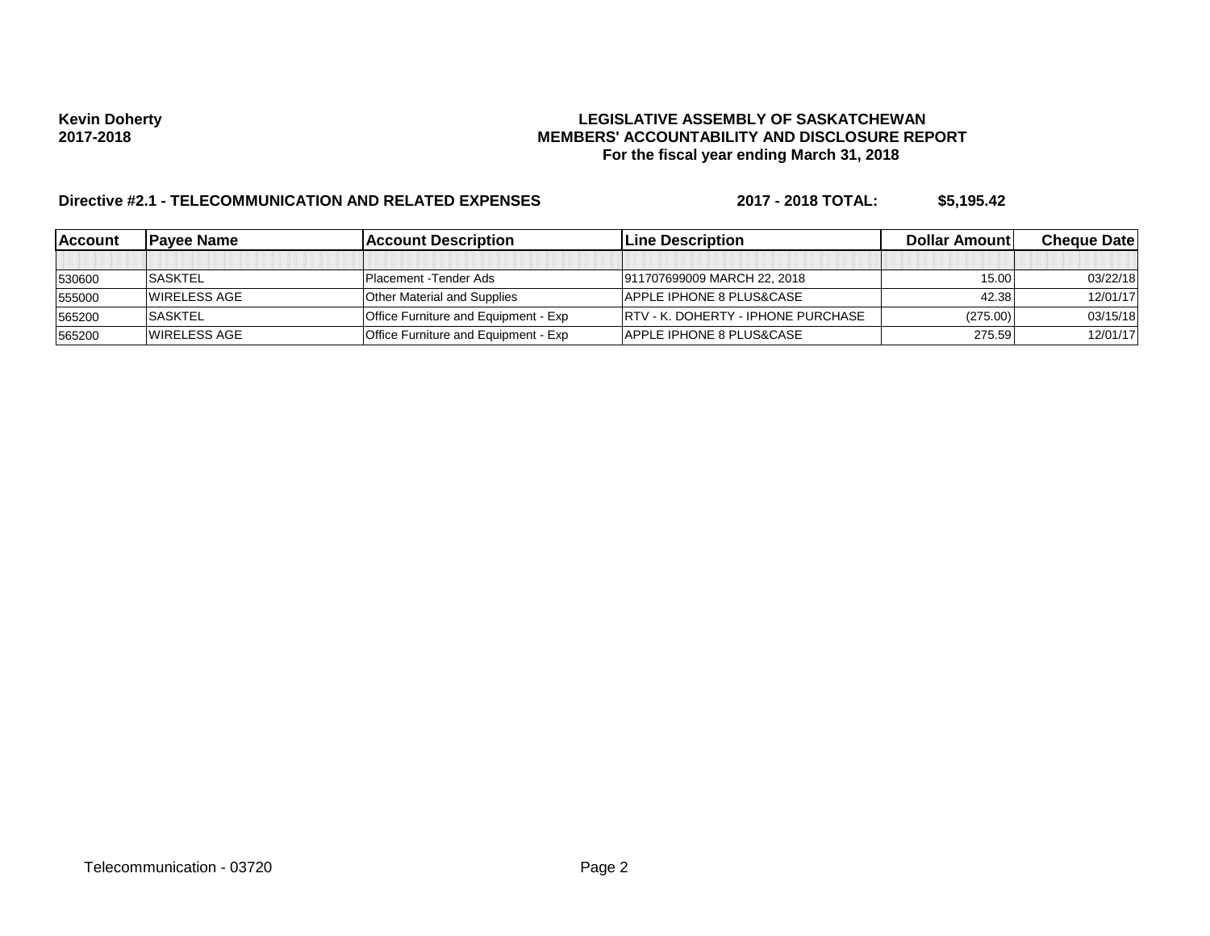**Kevin Doherty**
**2017-2018**

**LEGISLATIVE ASSEMBLY OF SASKATCHEWAN**
**MEMBERS' ACCOUNTABILITY AND DISCLOSURE REPORT**
**For the fiscal year ending March 31, 2018**

**Directive #2.1 - TELECOMMUNICATION AND RELATED EXPENSES** **2017 - 2018 TOTAL: $5,195.42**

| Account | Payee Name | Account Description | Line Description | Dollar Amount | Cheque Date |
|---|---|---|---|---|---|
| | | | | | |
| 530600 | SASKTEL | Placement -Tender Ads | 911707699009 MARCH 22, 2018 | 15.00 | 03/22/18 |
| 555000 | WIRELESS AGE | Other Material and Supplies | APPLE IPHONE 8 PLUS&CASE | 42.38 | 12/01/17 |
| 565200 | SASKTEL | Office Furniture and Equipment - Exp | RTV - K. DOHERTY - IPHONE PURCHASE | (275.00) | 03/15/18 |
| 565200 | WIRELESS AGE | Office Furniture and Equipment - Exp | APPLE IPHONE 8 PLUS&CASE | 275.59 | 12/01/17 |

Telecommunication - 03720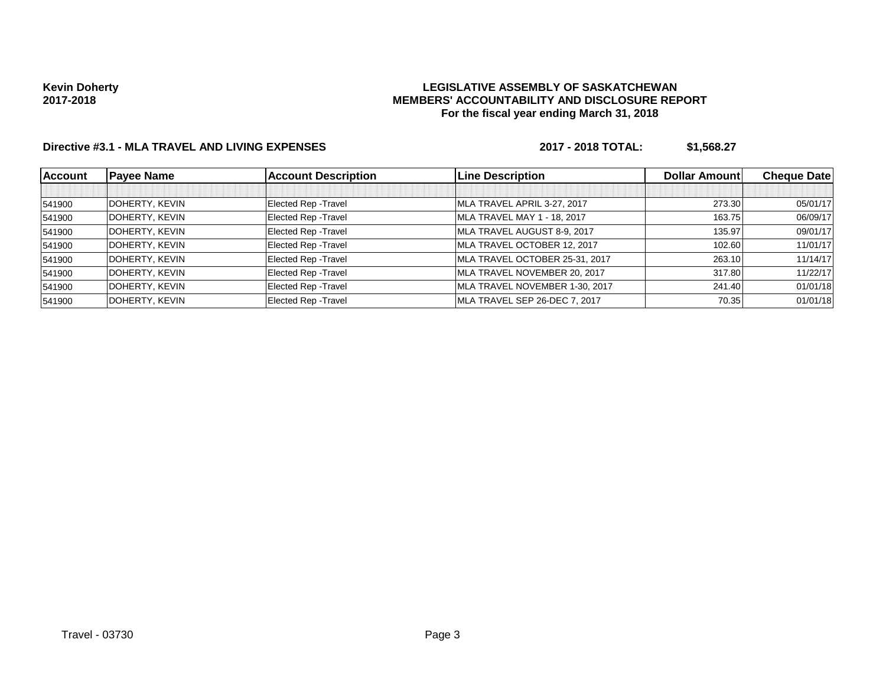**Kevin Doherty**
**2017-2018**

**LEGISLATIVE ASSEMBLY OF SASKATCHEWAN**
**MEMBERS' ACCOUNTABILITY AND DISCLOSURE REPORT**
**For the fiscal year ending March 31, 2018**

**Directive #3.1 - MLA TRAVEL AND LIVING EXPENSES** **2017 - 2018 TOTAL: $1,568.27**

| Account | Payee Name | Account Description | Line Description | Dollar Amount | Cheque Date |
|---|---|---|---|---|---|
| | | | | | |
| 541900 | DOHERTY, KEVIN | Elected Rep -Travel | MLA TRAVEL APRIL 3-27, 2017 | 273.30 | 05/01/17 |
| 541900 | DOHERTY, KEVIN | Elected Rep -Travel | MLA TRAVEL MAY 1 - 18, 2017 | 163.75 | 06/09/17 |
| 541900 | DOHERTY, KEVIN | Elected Rep -Travel | MLA TRAVEL AUGUST 8-9, 2017 | 135.97 | 09/01/17 |
| 541900 | DOHERTY, KEVIN | Elected Rep -Travel | MLA TRAVEL OCTOBER 12, 2017 | 102.60 | 11/01/17 |
| 541900 | DOHERTY, KEVIN | Elected Rep -Travel | MLA TRAVEL OCTOBER 25-31, 2017 | 263.10 | 11/14/17 |
| 541900 | DOHERTY, KEVIN | Elected Rep -Travel | MLA TRAVEL NOVEMBER 20, 2017 | 317.80 | 11/22/17 |
| 541900 | DOHERTY, KEVIN | Elected Rep -Travel | MLA TRAVEL NOVEMBER 1-30, 2017 | 241.40 | 01/01/18 |
| 541900 | DOHERTY, KEVIN | Elected Rep -Travel | MLA TRAVEL SEP 26-DEC 7, 2017 | 70.35 | 01/01/18 |

Travel - 03730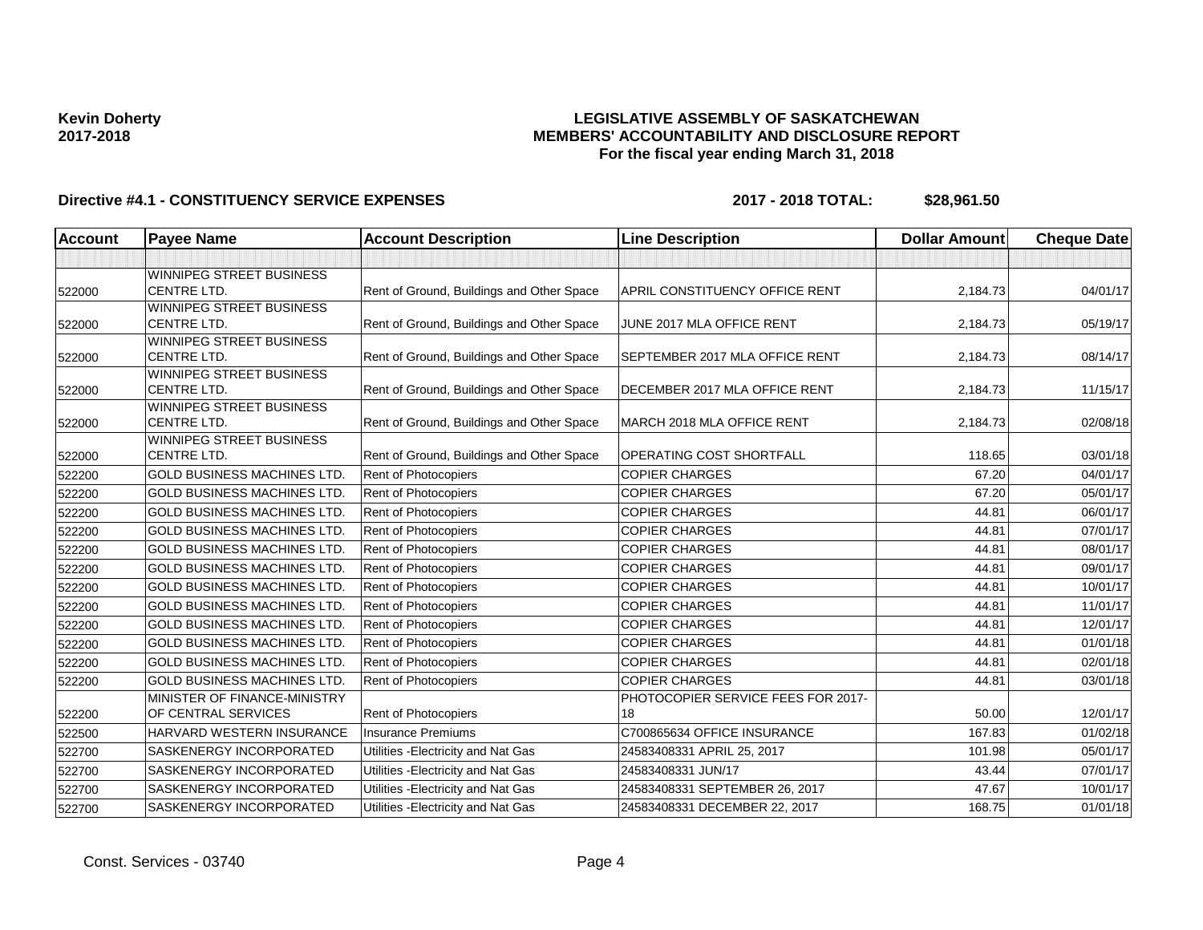**Kevin Doherty**
**2017-2018**

# LEGISLATIVE ASSEMBLY OF SASKATCHEWAN
## MEMBERS' ACCOUNTABILITY AND DISCLOSURE REPORT
### For the fiscal year ending March 31, 2018

**Directive #4.1 - CONSTITUENCY SERVICE EXPENSES** **2017 - 2018 TOTAL: $28,961.50**

| Account | Payee Name | Account Description | Line Description | Dollar Amount | Cheque Date |
|---|---|---|---|---|---|
| | | | | | |
| 522000 | WINNIPEG STREET BUSINESS CENTRE LTD. | Rent of Ground, Buildings and Other Space | APRIL CONSTITUENCY OFFICE RENT | 2,184.73 | 04/01/17 |
| 522000 | WINNIPEG STREET BUSINESS CENTRE LTD. | Rent of Ground, Buildings and Other Space | JUNE 2017 MLA OFFICE RENT | 2,184.73 | 05/19/17 |
| 522000 | WINNIPEG STREET BUSINESS CENTRE LTD. | Rent of Ground, Buildings and Other Space | SEPTEMBER 2017 MLA OFFICE RENT | 2,184.73 | 08/14/17 |
| 522000 | WINNIPEG STREET BUSINESS CENTRE LTD. | Rent of Ground, Buildings and Other Space | DECEMBER 2017 MLA OFFICE RENT | 2,184.73 | 11/15/17 |
| 522000 | WINNIPEG STREET BUSINESS CENTRE LTD. | Rent of Ground, Buildings and Other Space | MARCH 2018 MLA OFFICE RENT | 2,184.73 | 02/08/18 |
| 522000 | WINNIPEG STREET BUSINESS CENTRE LTD. | Rent of Ground, Buildings and Other Space | OPERATING COST SHORTFALL | 118.65 | 03/01/18 |
| 522200 | GOLD BUSINESS MACHINES LTD. | Rent of Photocopiers | COPIER CHARGES | 67.20 | 04/01/17 |
| 522200 | GOLD BUSINESS MACHINES LTD. | Rent of Photocopiers | COPIER CHARGES | 67.20 | 05/01/17 |
| 522200 | GOLD BUSINESS MACHINES LTD. | Rent of Photocopiers | COPIER CHARGES | 44.81 | 06/01/17 |
| 522200 | GOLD BUSINESS MACHINES LTD. | Rent of Photocopiers | COPIER CHARGES | 44.81 | 07/01/17 |
| 522200 | GOLD BUSINESS MACHINES LTD. | Rent of Photocopiers | COPIER CHARGES | 44.81 | 08/01/17 |
| 522200 | GOLD BUSINESS MACHINES LTD. | Rent of Photocopiers | COPIER CHARGES | 44.81 | 09/01/17 |
| 522200 | GOLD BUSINESS MACHINES LTD. | Rent of Photocopiers | COPIER CHARGES | 44.81 | 10/01/17 |
| 522200 | GOLD BUSINESS MACHINES LTD. | Rent of Photocopiers | COPIER CHARGES | 44.81 | 11/01/17 |
| 522200 | GOLD BUSINESS MACHINES LTD. | Rent of Photocopiers | COPIER CHARGES | 44.81 | 12/01/17 |
| 522200 | GOLD BUSINESS MACHINES LTD. | Rent of Photocopiers | COPIER CHARGES | 44.81 | 01/01/18 |
| 522200 | GOLD BUSINESS MACHINES LTD. | Rent of Photocopiers | COPIER CHARGES | 44.81 | 02/01/18 |
| 522200 | GOLD BUSINESS MACHINES LTD. | Rent of Photocopiers | COPIER CHARGES | 44.81 | 03/01/18 |
| 522200 | MINISTER OF FINANCE-MINISTRY OF CENTRAL SERVICES | Rent of Photocopiers | PHOTOCOPIER SERVICE FEES FOR 2017-18 | 50.00 | 12/01/17 |
| 522500 | HARVARD WESTERN INSURANCE | Insurance Premiums | C700865634 OFFICE INSURANCE | 167.83 | 01/02/18 |
| 522700 | SASKENERGY INCORPORATED | Utilities -Electricity and Nat Gas | 24583408331 APRIL 25, 2017 | 101.98 | 05/01/17 |
| 522700 | SASKENERGY INCORPORATED | Utilities -Electricity and Nat Gas | 24583408331 JUN/17 | 43.44 | 07/01/17 |
| 522700 | SASKENERGY INCORPORATED | Utilities -Electricity and Nat Gas | 24583408331 SEPTEMBER 26, 2017 | 47.67 | 10/01/17 |
| 522700 | SASKENERGY INCORPORATED | Utilities -Electricity and Nat Gas | 24583408331 DECEMBER 22, 2017 | 168.75 | 01/01/18 |

Const. Services - 03740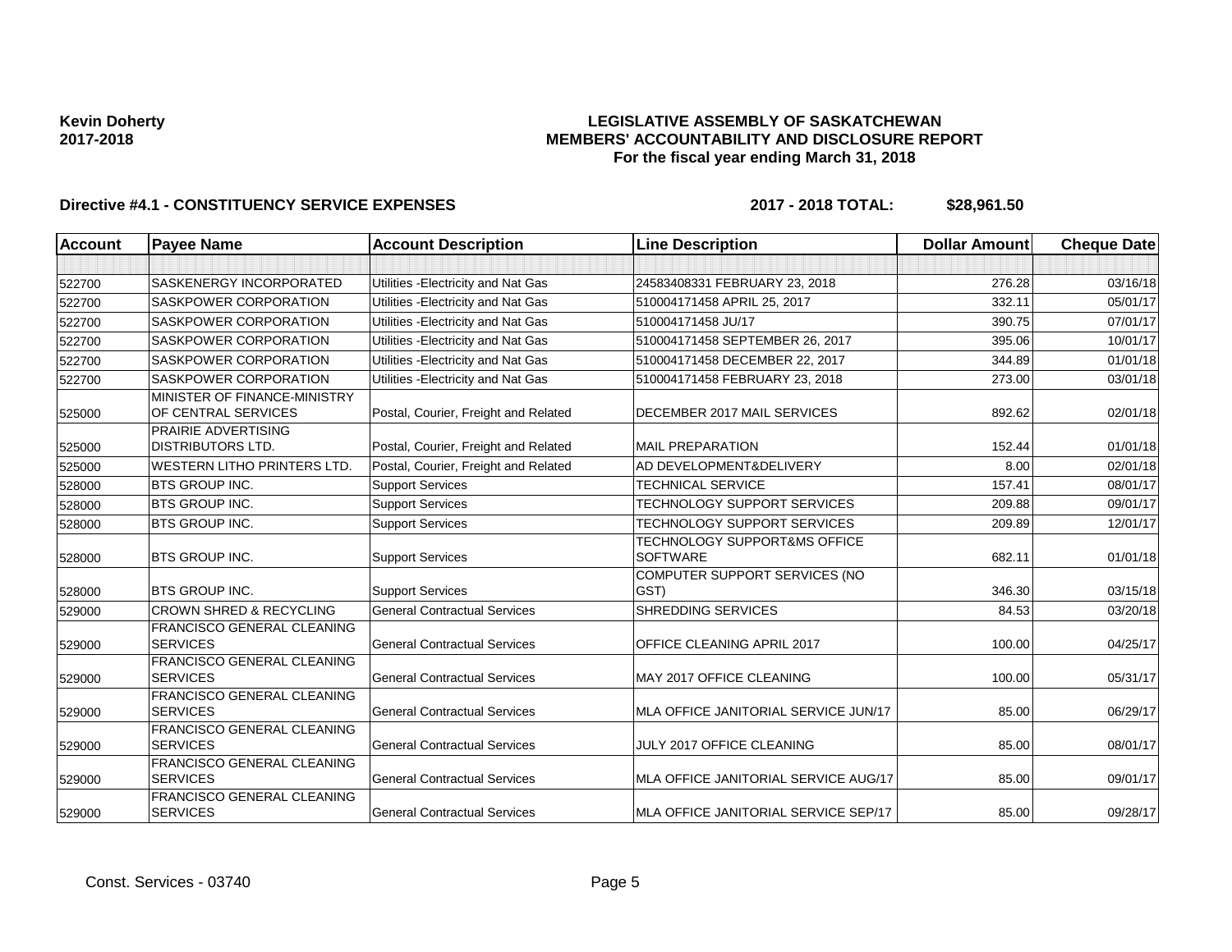**Kevin Doherty**
**2017-2018**

**LEGISLATIVE ASSEMBLY OF SASKATCHEWAN**
**MEMBERS' ACCOUNTABILITY AND DISCLOSURE REPORT**
**For the fiscal year ending March 31, 2018**

**Directive #4.1 - CONSTITUENCY SERVICE EXPENSES** **2017 - 2018 TOTAL: $28,961.50**

| Account | Payee Name | Account Description | Line Description | Dollar Amount | Cheque Date |
|---|---|---|---|---|---|
| | | | | | |
| 522700 | SASKENERGY INCORPORATED | Utilities -Electricity and Nat Gas | 24583408331 FEBRUARY 23, 2018 | 276.28 | 03/16/18 |
| 522700 | SASKPOWER CORPORATION | Utilities -Electricity and Nat Gas | 510004171458 APRIL 25, 2017 | 332.11 | 05/01/17 |
| 522700 | SASKPOWER CORPORATION | Utilities -Electricity and Nat Gas | 510004171458 JU/17 | 390.75 | 07/01/17 |
| 522700 | SASKPOWER CORPORATION | Utilities -Electricity and Nat Gas | 510004171458 SEPTEMBER 26, 2017 | 395.06 | 10/01/17 |
| 522700 | SASKPOWER CORPORATION | Utilities -Electricity and Nat Gas | 510004171458 DECEMBER 22, 2017 | 344.89 | 01/01/18 |
| 522700 | SASKPOWER CORPORATION | Utilities -Electricity and Nat Gas | 510004171458 FEBRUARY 23, 2018 | 273.00 | 03/01/18 |
| 525000 | MINISTER OF FINANCE-MINISTRY OF CENTRAL SERVICES | Postal, Courier, Freight and Related | DECEMBER 2017 MAIL SERVICES | 892.62 | 02/01/18 |
| 525000 | PRAIRIE ADVERTISING DISTRIBUTORS LTD. | Postal, Courier, Freight and Related | MAIL PREPARATION | 152.44 | 01/01/18 |
| 525000 | WESTERN LITHO PRINTERS LTD. | Postal, Courier, Freight and Related | AD DEVELOPMENT&DELIVERY | 8.00 | 02/01/18 |
| 528000 | BTS GROUP INC. | Support Services | TECHNICAL SERVICE | 157.41 | 08/01/17 |
| 528000 | BTS GROUP INC. | Support Services | TECHNOLOGY SUPPORT SERVICES | 209.88 | 09/01/17 |
| 528000 | BTS GROUP INC. | Support Services | TECHNOLOGY SUPPORT SERVICES | 209.89 | 12/01/17 |
| 528000 | BTS GROUP INC. | Support Services | TECHNOLOGY SUPPORT&MS OFFICE SOFTWARE | 682.11 | 01/01/18 |
| 528000 | BTS GROUP INC. | Support Services | COMPUTER SUPPORT SERVICES (NO GST) | 346.30 | 03/15/18 |
| 529000 | CROWN SHRED & RECYCLING | General Contractual Services | SHREDDING SERVICES | 84.53 | 03/20/18 |
| 529000 | FRANCISCO GENERAL CLEANING SERVICES | General Contractual Services | OFFICE CLEANING APRIL 2017 | 100.00 | 04/25/17 |
| 529000 | FRANCISCO GENERAL CLEANING SERVICES | General Contractual Services | MAY 2017 OFFICE CLEANING | 100.00 | 05/31/17 |
| 529000 | FRANCISCO GENERAL CLEANING SERVICES | General Contractual Services | MLA OFFICE JANITORIAL SERVICE JUN/17 | 85.00 | 06/29/17 |
| 529000 | FRANCISCO GENERAL CLEANING SERVICES | General Contractual Services | JULY 2017 OFFICE CLEANING | 85.00 | 08/01/17 |
| 529000 | FRANCISCO GENERAL CLEANING SERVICES | General Contractual Services | MLA OFFICE JANITORIAL SERVICE AUG/17 | 85.00 | 09/01/17 |
| 529000 | FRANCISCO GENERAL CLEANING SERVICES | General Contractual Services | MLA OFFICE JANITORIAL SERVICE SEP/17 | 85.00 | 09/28/17 |

Const. Services - 03740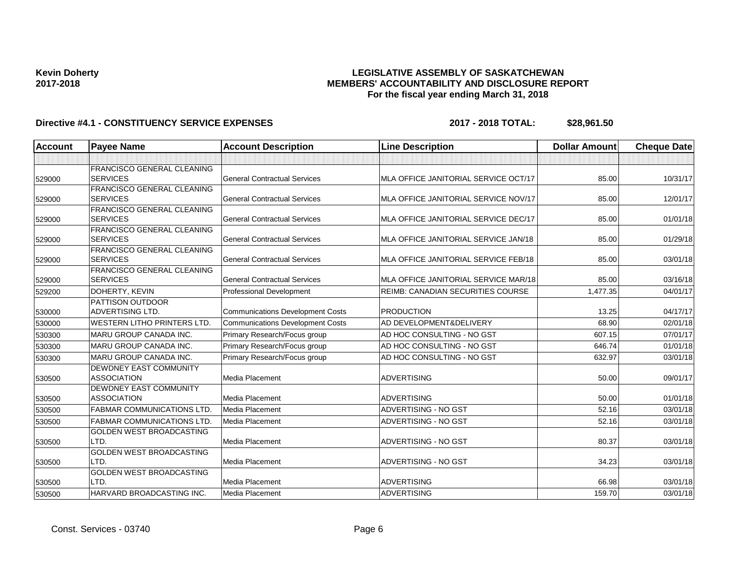**Kevin Doherty**
**2017-2018**

**LEGISLATIVE ASSEMBLY OF SASKATCHEWAN**
**MEMBERS' ACCOUNTABILITY AND DISCLOSURE REPORT**
**For the fiscal year ending March 31, 2018**

**Directive #4.1 - CONSTITUENCY SERVICE EXPENSES** **2017 - 2018 TOTAL: $28,961.50**

| Account | Payee Name | Account Description | Line Description | Dollar Amount | Cheque Date |
|---|---|---|---|---|---|
| | | | | | |
| 529000 | FRANCISCO GENERAL CLEANING SERVICES | General Contractual Services | MLA OFFICE JANITORIAL SERVICE OCT/17 | 85.00 | 10/31/17 |
| 529000 | FRANCISCO GENERAL CLEANING SERVICES | General Contractual Services | MLA OFFICE JANITORIAL SERVICE NOV/17 | 85.00 | 12/01/17 |
| 529000 | FRANCISCO GENERAL CLEANING SERVICES | General Contractual Services | MLA OFFICE JANITORIAL SERVICE DEC/17 | 85.00 | 01/01/18 |
| 529000 | FRANCISCO GENERAL CLEANING SERVICES | General Contractual Services | MLA OFFICE JANITORIAL SERVICE JAN/18 | 85.00 | 01/29/18 |
| 529000 | FRANCISCO GENERAL CLEANING SERVICES | General Contractual Services | MLA OFFICE JANITORIAL SERVICE FEB/18 | 85.00 | 03/01/18 |
| 529000 | FRANCISCO GENERAL CLEANING SERVICES | General Contractual Services | MLA OFFICE JANITORIAL SERVICE MAR/18 | 85.00 | 03/16/18 |
| 529200 | DOHERTY, KEVIN | Professional Development | REIMB: CANADIAN SECURITIES COURSE | 1,477.35 | 04/01/17 |
| 530000 | PATTISON OUTDOOR ADVERTISING LTD. | Communications Development Costs | PRODUCTION | 13.25 | 04/17/17 |
| 530000 | WESTERN LITHO PRINTERS LTD. | Communications Development Costs | AD DEVELOPMENT&DELIVERY | 68.90 | 02/01/18 |
| 530300 | MARU GROUP CANADA INC. | Primary Research/Focus group | AD HOC CONSULTING - NO GST | 607.15 | 07/01/17 |
| 530300 | MARU GROUP CANADA INC. | Primary Research/Focus group | AD HOC CONSULTING - NO GST | 646.74 | 01/01/18 |
| 530300 | MARU GROUP CANADA INC. | Primary Research/Focus group | AD HOC CONSULTING - NO GST | 632.97 | 03/01/18 |
| 530500 | DEWDNEY EAST COMMUNITY ASSOCIATION | Media Placement | ADVERTISING | 50.00 | 09/01/17 |
| 530500 | DEWDNEY EAST COMMUNITY ASSOCIATION | Media Placement | ADVERTISING | 50.00 | 01/01/18 |
| 530500 | FABMAR COMMUNICATIONS LTD. | Media Placement | ADVERTISING - NO GST | 52.16 | 03/01/18 |
| 530500 | FABMAR COMMUNICATIONS LTD. | Media Placement | ADVERTISING - NO GST | 52.16 | 03/01/18 |
| 530500 | GOLDEN WEST BROADCASTING LTD. | Media Placement | ADVERTISING - NO GST | 80.37 | 03/01/18 |
| 530500 | GOLDEN WEST BROADCASTING LTD. | Media Placement | ADVERTISING - NO GST | 34.23 | 03/01/18 |
| 530500 | GOLDEN WEST BROADCASTING LTD. | Media Placement | ADVERTISING | 66.98 | 03/01/18 |
| 530500 | HARVARD BROADCASTING INC. | Media Placement | ADVERTISING | 159.70 | 03/01/18 |

Const. Services - 03740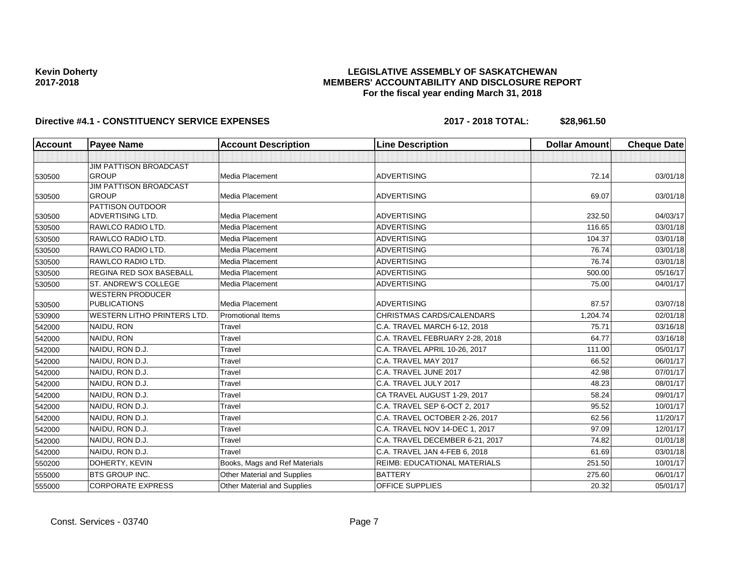**Kevin Doherty**
**2017-2018**

**LEGISLATIVE ASSEMBLY OF SASKATCHEWAN**
**MEMBERS' ACCOUNTABILITY AND DISCLOSURE REPORT**
**For the fiscal year ending March 31, 2018**

**Directive #4.1 - CONSTITUENCY SERVICE EXPENSES** **2017 - 2018 TOTAL: $28,961.50**

| Account | Payee Name | Account Description | Line Description | Dollar Amount | Cheque Date |
|---|---|---|---|---|---|
| | | | | | |
| 530500 | JIM PATTISON BROADCAST GROUP | Media Placement | ADVERTISING | 72.14 | 03/01/18 |
| 530500 | JIM PATTISON BROADCAST GROUP | Media Placement | ADVERTISING | 69.07 | 03/01/18 |
| 530500 | PATTISON OUTDOOR ADVERTISING LTD. | Media Placement | ADVERTISING | 232.50 | 04/03/17 |
| 530500 | RAWLCO RADIO LTD. | Media Placement | ADVERTISING | 116.65 | 03/01/18 |
| 530500 | RAWLCO RADIO LTD. | Media Placement | ADVERTISING | 104.37 | 03/01/18 |
| 530500 | RAWLCO RADIO LTD. | Media Placement | ADVERTISING | 76.74 | 03/01/18 |
| 530500 | RAWLCO RADIO LTD. | Media Placement | ADVERTISING | 76.74 | 03/01/18 |
| 530500 | REGINA RED SOX BASEBALL | Media Placement | ADVERTISING | 500.00 | 05/16/17 |
| 530500 | ST. ANDREW'S COLLEGE | Media Placement | ADVERTISING | 75.00 | 04/01/17 |
| 530500 | WESTERN PRODUCER PUBLICATIONS | Media Placement | ADVERTISING | 87.57 | 03/07/18 |
| 530900 | WESTERN LITHO PRINTERS LTD. | Promotional Items | CHRISTMAS CARDS/CALENDARS | 1,204.74 | 02/01/18 |
| 542000 | NAIDU, RON | Travel | C.A. TRAVEL MARCH 6-12, 2018 | 75.71 | 03/16/18 |
| 542000 | NAIDU, RON | Travel | C.A. TRAVEL FEBRUARY 2-28, 2018 | 64.77 | 03/16/18 |
| 542000 | NAIDU, RON D.J. | Travel | C.A. TRAVEL APRIL 10-26, 2017 | 111.00 | 05/01/17 |
| 542000 | NAIDU, RON D.J. | Travel | C.A. TRAVEL MAY 2017 | 66.52 | 06/01/17 |
| 542000 | NAIDU, RON D.J. | Travel | C.A. TRAVEL JUNE 2017 | 42.98 | 07/01/17 |
| 542000 | NAIDU, RON D.J. | Travel | C.A. TRAVEL JULY 2017 | 48.23 | 08/01/17 |
| 542000 | NAIDU, RON D.J. | Travel | CA TRAVEL AUGUST 1-29, 2017 | 58.24 | 09/01/17 |
| 542000 | NAIDU, RON D.J. | Travel | C.A. TRAVEL SEP 6-OCT 2, 2017 | 95.52 | 10/01/17 |
| 542000 | NAIDU, RON D.J. | Travel | C.A. TRAVEL OCTOBER 2-26, 2017 | 62.56 | 11/20/17 |
| 542000 | NAIDU, RON D.J. | Travel | C.A. TRAVEL NOV 14-DEC 1, 2017 | 97.09 | 12/01/17 |
| 542000 | NAIDU, RON D.J. | Travel | C.A. TRAVEL DECEMBER 6-21, 2017 | 74.82 | 01/01/18 |
| 542000 | NAIDU, RON D.J. | Travel | C.A. TRAVEL JAN 4-FEB 6, 2018 | 61.69 | 03/01/18 |
| 550200 | DOHERTY, KEVIN | Books, Mags and Ref Materials | REIMB: EDUCATIONAL MATERIALS | 251.50 | 10/01/17 |
| 555000 | BTS GROUP INC. | Other Material and Supplies | BATTERY | 275.60 | 06/01/17 |
| 555000 | CORPORATE EXPRESS | Other Material and Supplies | OFFICE SUPPLIES | 20.32 | 05/01/17 |

Const. Services - 03740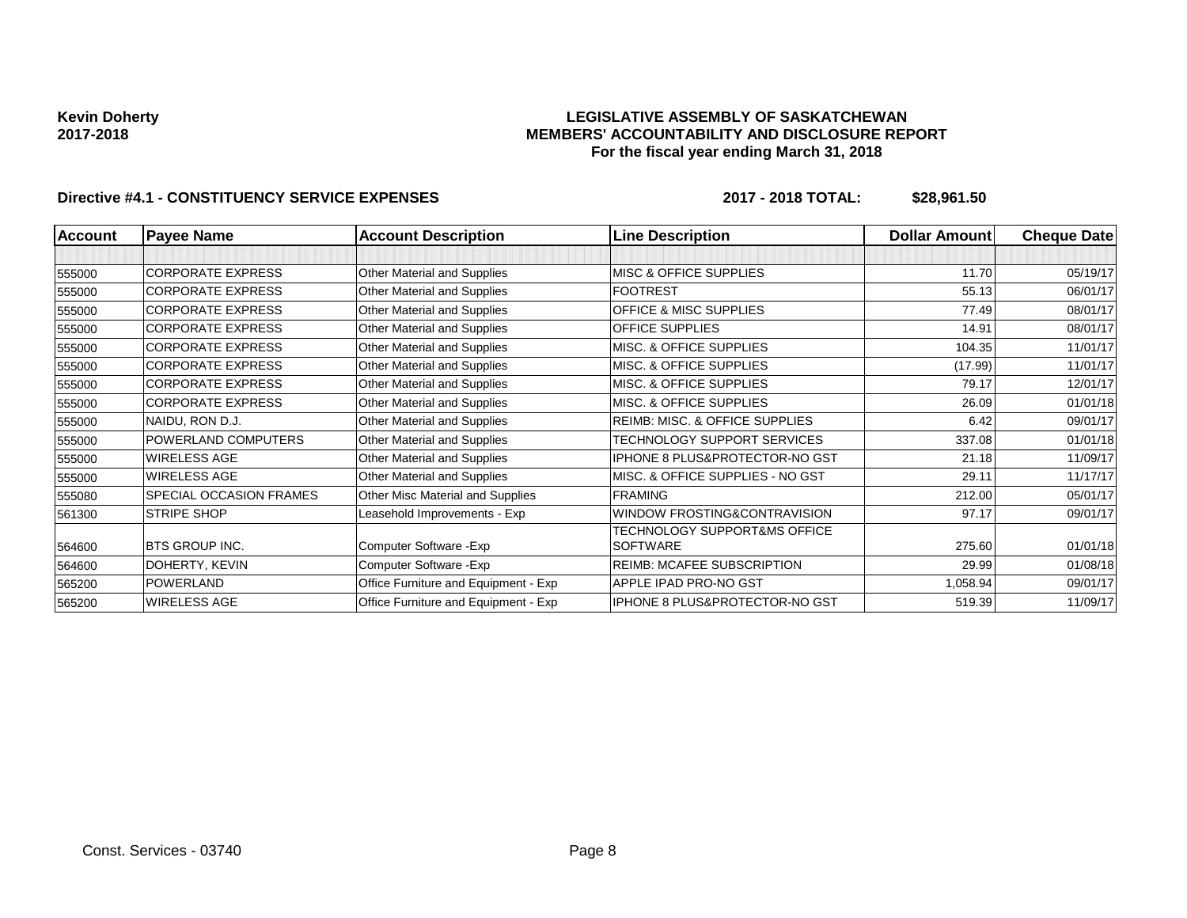Kevin Doherty
2017-2018

**LEGISLATIVE ASSEMBLY OF SASKATCHEWAN**
**MEMBERS' ACCOUNTABILITY AND DISCLOSURE REPORT**
**For the fiscal year ending March 31, 2018**

**Directive #4.1 - CONSTITUENCY SERVICE EXPENSES** **2017 - 2018 TOTAL: $28,961.50**

| Account | Payee Name | Account Description | Line Description | Dollar Amount | Cheque Date |
|---|---|---|---|---|---|
| | | | | | |
| 555000 | CORPORATE EXPRESS | Other Material and Supplies | MISC & OFFICE SUPPLIES | 11.70 | 05/19/17 |
| 555000 | CORPORATE EXPRESS | Other Material and Supplies | FOOTREST | 55.13 | 06/01/17 |
| 555000 | CORPORATE EXPRESS | Other Material and Supplies | OFFICE & MISC SUPPLIES | 77.49 | 08/01/17 |
| 555000 | CORPORATE EXPRESS | Other Material and Supplies | OFFICE SUPPLIES | 14.91 | 08/01/17 |
| 555000 | CORPORATE EXPRESS | Other Material and Supplies | MISC. & OFFICE SUPPLIES | 104.35 | 11/01/17 |
| 555000 | CORPORATE EXPRESS | Other Material and Supplies | MISC. & OFFICE SUPPLIES | (17.99) | 11/01/17 |
| 555000 | CORPORATE EXPRESS | Other Material and Supplies | MISC. & OFFICE SUPPLIES | 79.17 | 12/01/17 |
| 555000 | CORPORATE EXPRESS | Other Material and Supplies | MISC. & OFFICE SUPPLIES | 26.09 | 01/01/18 |
| 555000 | NAIDU, RON D.J. | Other Material and Supplies | REIMB: MISC. & OFFICE SUPPLIES | 6.42 | 09/01/17 |
| 555000 | POWERLAND COMPUTERS | Other Material and Supplies | TECHNOLOGY SUPPORT SERVICES | 337.08 | 01/01/18 |
| 555000 | WIRELESS AGE | Other Material and Supplies | IPHONE 8 PLUS&PROTECTOR-NO GST | 21.18 | 11/09/17 |
| 555000 | WIRELESS AGE | Other Material and Supplies | MISC. & OFFICE SUPPLIES - NO GST | 29.11 | 11/17/17 |
| 555080 | SPECIAL OCCASION FRAMES | Other Misc Material and Supplies | FRAMING | 212.00 | 05/01/17 |
| 561300 | STRIPE SHOP | Leasehold Improvements - Exp | WINDOW FROSTING&CONTRAVISION | 97.17 | 09/01/17 |
| 564600 | BTS GROUP INC. | Computer Software -Exp | TECHNOLOGY SUPPORT&MS OFFICE SOFTWARE | 275.60 | 01/01/18 |
| 564600 | DOHERTY, KEVIN | Computer Software -Exp | REIMB: MCAFEE SUBSCRIPTION | 29.99 | 01/08/18 |
| 565200 | POWERLAND | Office Furniture and Equipment - Exp | APPLE IPAD PRO-NO GST | 1,058.94 | 09/01/17 |
| 565200 | WIRELESS AGE | Office Furniture and Equipment - Exp | IPHONE 8 PLUS&PROTECTOR-NO GST | 519.39 | 11/09/17 |

Const. Services - 03740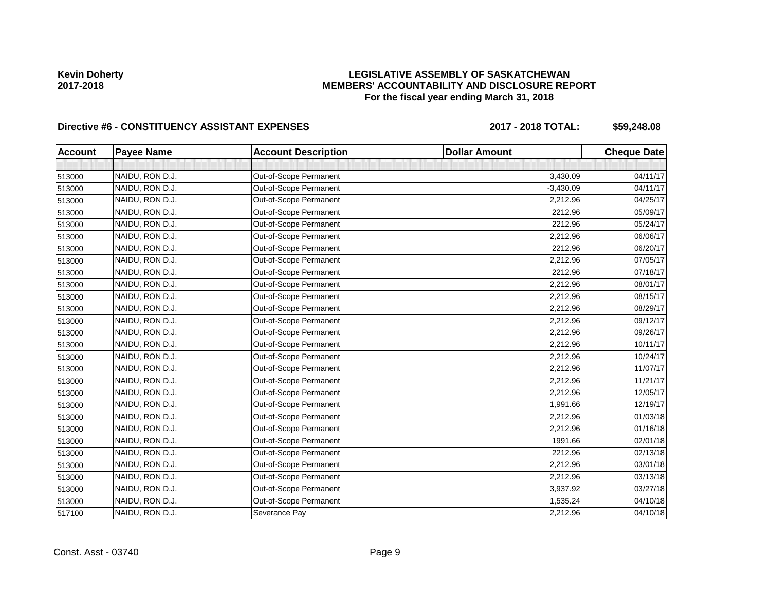**Kevin Doherty**
**2017-2018**

## LEGISLATIVE ASSEMBLY OF SASKATCHEWAN
## MEMBERS' ACCOUNTABILITY AND DISCLOSURE REPORT
### For the fiscal year ending March 31, 2018

**Directive #6 - CONSTITUENCY ASSISTANT EXPENSES** **2017 - 2018 TOTAL: $59,248.08**

| Account | Payee Name | Account Description | Dollar Amount | Cheque Date |
|---|---|---|---|---|
| | | | | |
| 513000 | NAIDU, RON D.J. | Out-of-Scope Permanent | 3,430.09 | 04/11/17 |
| 513000 | NAIDU, RON D.J. | Out-of-Scope Permanent | -3,430.09 | 04/11/17 |
| 513000 | NAIDU, RON D.J. | Out-of-Scope Permanent | 2,212.96 | 04/25/17 |
| 513000 | NAIDU, RON D.J. | Out-of-Scope Permanent | 2212.96 | 05/09/17 |
| 513000 | NAIDU, RON D.J. | Out-of-Scope Permanent | 2212.96 | 05/24/17 |
| 513000 | NAIDU, RON D.J. | Out-of-Scope Permanent | 2,212.96 | 06/06/17 |
| 513000 | NAIDU, RON D.J. | Out-of-Scope Permanent | 2212.96 | 06/20/17 |
| 513000 | NAIDU, RON D.J. | Out-of-Scope Permanent | 2,212.96 | 07/05/17 |
| 513000 | NAIDU, RON D.J. | Out-of-Scope Permanent | 2212.96 | 07/18/17 |
| 513000 | NAIDU, RON D.J. | Out-of-Scope Permanent | 2,212.96 | 08/01/17 |
| 513000 | NAIDU, RON D.J. | Out-of-Scope Permanent | 2,212.96 | 08/15/17 |
| 513000 | NAIDU, RON D.J. | Out-of-Scope Permanent | 2,212.96 | 08/29/17 |
| 513000 | NAIDU, RON D.J. | Out-of-Scope Permanent | 2,212.96 | 09/12/17 |
| 513000 | NAIDU, RON D.J. | Out-of-Scope Permanent | 2,212.96 | 09/26/17 |
| 513000 | NAIDU, RON D.J. | Out-of-Scope Permanent | 2,212.96 | 10/11/17 |
| 513000 | NAIDU, RON D.J. | Out-of-Scope Permanent | 2,212.96 | 10/24/17 |
| 513000 | NAIDU, RON D.J. | Out-of-Scope Permanent | 2,212.96 | 11/07/17 |
| 513000 | NAIDU, RON D.J. | Out-of-Scope Permanent | 2,212.96 | 11/21/17 |
| 513000 | NAIDU, RON D.J. | Out-of-Scope Permanent | 2,212.96 | 12/05/17 |
| 513000 | NAIDU, RON D.J. | Out-of-Scope Permanent | 1,991.66 | 12/19/17 |
| 513000 | NAIDU, RON D.J. | Out-of-Scope Permanent | 2,212.96 | 01/03/18 |
| 513000 | NAIDU, RON D.J. | Out-of-Scope Permanent | 2,212.96 | 01/16/18 |
| 513000 | NAIDU, RON D.J. | Out-of-Scope Permanent | 1991.66 | 02/01/18 |
| 513000 | NAIDU, RON D.J. | Out-of-Scope Permanent | 2212.96 | 02/13/18 |
| 513000 | NAIDU, RON D.J. | Out-of-Scope Permanent | 2,212.96 | 03/01/18 |
| 513000 | NAIDU, RON D.J. | Out-of-Scope Permanent | 2,212.96 | 03/13/18 |
| 513000 | NAIDU, RON D.J. | Out-of-Scope Permanent | 3,937.92 | 03/27/18 |
| 513000 | NAIDU, RON D.J. | Out-of-Scope Permanent | 1,535.24 | 04/10/18 |
| 517100 | NAIDU, RON D.J. | Severance Pay | 2,212.96 | 04/10/18 |

Const. Asst - 03740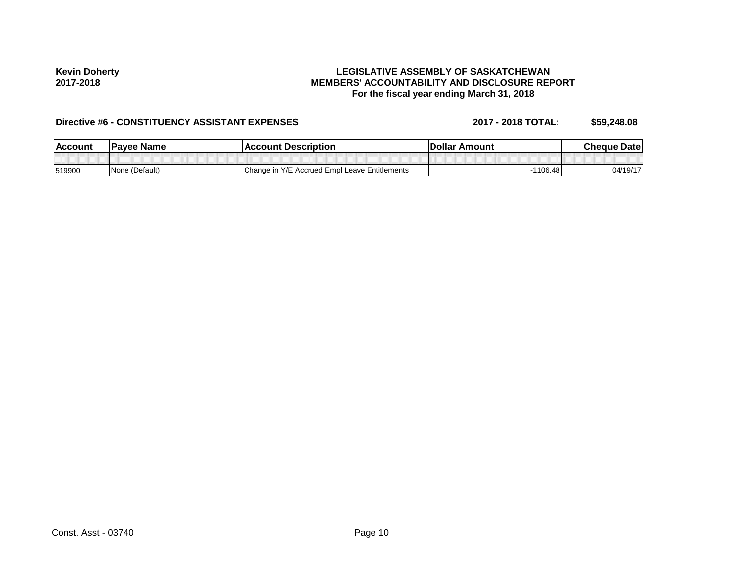**Kevin Doherty**
**2017-2018**

**LEGISLATIVE ASSEMBLY OF SASKATCHEWAN**
**MEMBERS' ACCOUNTABILITY AND DISCLOSURE REPORT**
**For the fiscal year ending March 31, 2018**

**Directive #6 - CONSTITUENCY ASSISTANT EXPENSES** **2017 - 2018 TOTAL: $59,248.08**

| Account | Payee Name | Account Description | Dollar Amount | Cheque Date |
|---|---|---|---|---|
| | | | | |
| 519900 | None (Default) | Change in Y/E Accrued Empl Leave Entitlements | -1106.48 | 04/19/17 |

Const. Asst - 03740